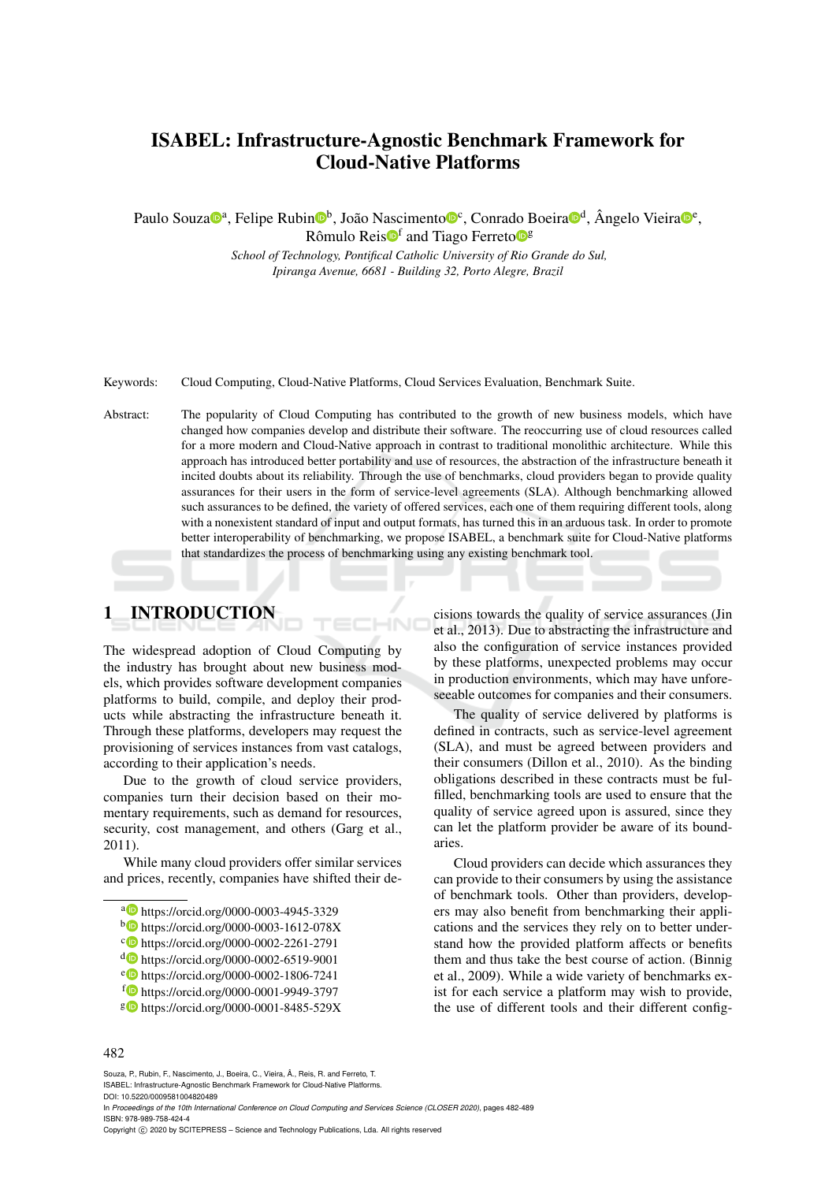# ISABEL: Infrastructure-Agnostic Benchmark Framework for Cloud-Native Platforms

Paulo Souza[a], Felipe Rubin[b], João Nascimento[c], Conrado Boeira[d], Ângelo Vieira[e], Rômulo Reis[f] and Tiago Ferreto[g]

*School of Technology, Pontifical Catholic University of Rio Grande do Sul, Ipiranga Avenue, 6681 - Building 32, Porto Alegre, Brazil*

Keywords: Cloud Computing, Cloud-Native Platforms, Cloud Services Evaluation, Benchmark Suite.

Abstract: The popularity of Cloud Computing has contributed to the growth of new business models, which have changed how companies develop and distribute their software. The reoccurring use of cloud resources called for a more modern and Cloud-Native approach in contrast to traditional monolithic architecture. While this approach has introduced better portability and use of resources, the abstraction of the infrastructure beneath it incited doubts about its reliability. Through the use of benchmarks, cloud providers began to provide quality assurances for their users in the form of service-level agreements (SLA). Although benchmarking allowed such assurances to be defined, the variety of offered services, each one of them requiring different tools, along with a nonexistent standard of input and output formats, has turned this in an arduous task. In order to promote better interoperability of benchmarking, we propose ISABEL, a benchmark suite for Cloud-Native platforms that standardizes the process of benchmarking using any existing benchmark tool.

## 1 INTRODUCTION

The widespread adoption of Cloud Computing by the industry has brought about new business models, which provides software development companies platforms to build, compile, and deploy their products while abstracting the infrastructure beneath it. Through these platforms, developers may request the provisioning of services instances from vast catalogs, according to their application's needs.

Due to the growth of cloud service providers, companies turn their decision based on their momentary requirements, such as demand for resources, security, cost management, and others (Garg et al., 2011).

While many cloud providers offer similar services and prices, recently, companies have shifted their decisions towards the quality of service assurances (Jin et al., 2013). Due to abstracting the infrastructure and also the configuration of service instances provided by these platforms, unexpected problems may occur in production environments, which may have unforeseeable outcomes for companies and their consumers.

The quality of service delivered by platforms is defined in contracts, such as service-level agreement (SLA), and must be agreed between providers and their consumers (Dillon et al., 2010). As the binding obligations described in these contracts must be fulfilled, benchmarking tools are used to ensure that the quality of service agreed upon is assured, since they can let the platform provider be aware of its boundaries.

Cloud providers can decide which assurances they can provide to their consumers by using the assistance of benchmark tools. Other than providers, developers may also benefit from benchmarking their applications and the services they rely on to better understand how the provided platform affects or benefits them and thus take the best course of action. (Binnig et al., 2009). While a wide variety of benchmarks exist for each service a platform may wish to provide, the use of different tools and their different config-

[a] https://orcid.org/0000-0003-4945-3329
[b] https://orcid.org/0000-0003-1612-078X
[c] https://orcid.org/0000-0002-2261-2791
[d] https://orcid.org/0000-0002-6519-9001
[e] https://orcid.org/0000-0002-1806-7241
[f] https://orcid.org/0000-0001-9949-3797
[g] https://orcid.org/0000-0001-8485-529X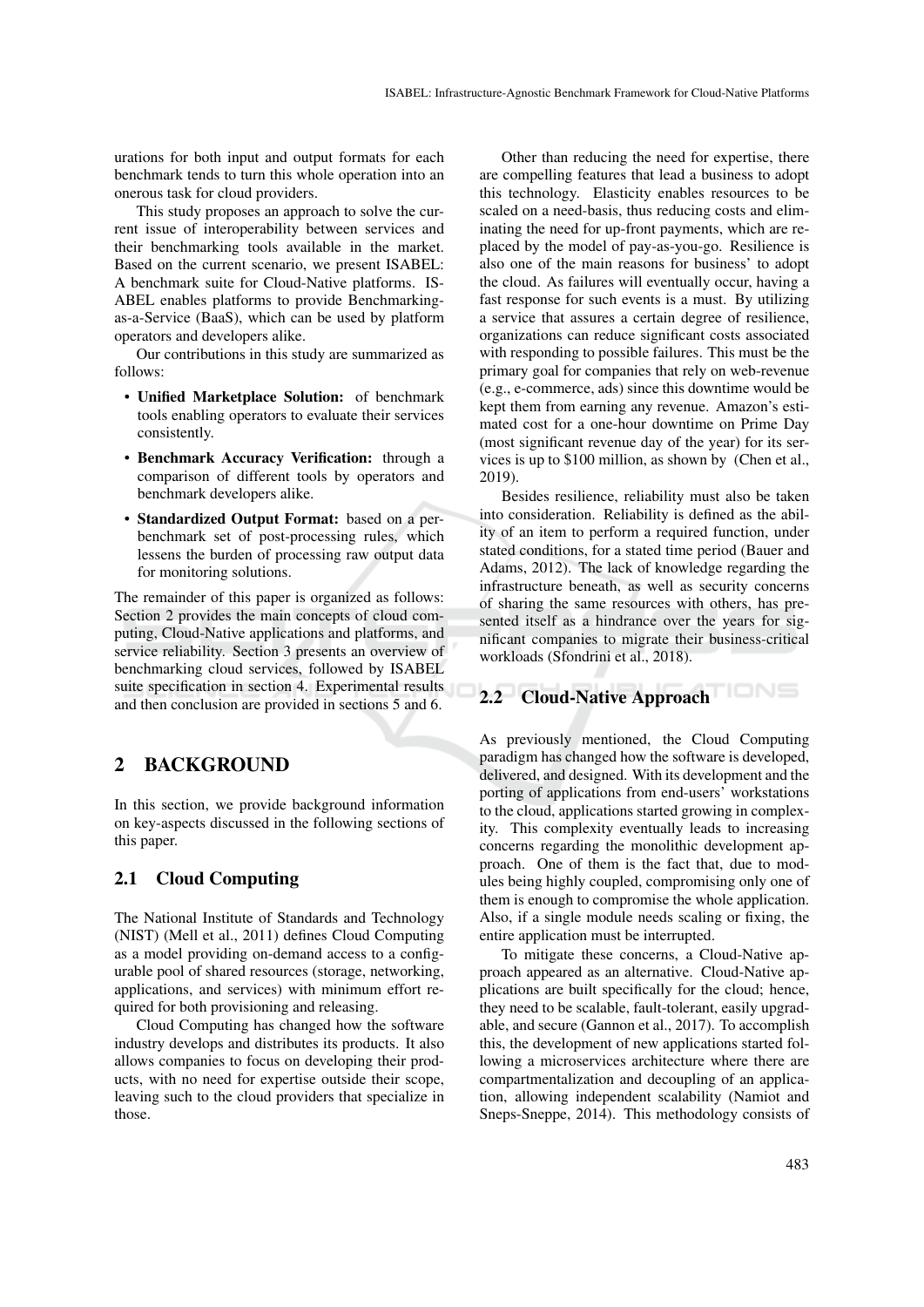urations for both input and output formats for each benchmark tends to turn this whole operation into an onerous task for cloud providers.

This study proposes an approach to solve the current issue of interoperability between services and their benchmarking tools available in the market. Based on the current scenario, we present ISABEL: A benchmark suite for Cloud-Native platforms. ISABEL enables platforms to provide Benchmarking-as-a-Service (BaaS), which can be used by platform operators and developers alike.

Our contributions in this study are summarized as follows:

- **Unified Marketplace Solution:** of benchmark tools enabling operators to evaluate their services consistently.
- **Benchmark Accuracy Verification:** through a comparison of different tools by operators and benchmark developers alike.
- **Standardized Output Format:** based on a per-benchmark set of post-processing rules, which lessens the burden of processing raw output data for monitoring solutions.

The remainder of this paper is organized as follows: Section 2 provides the main concepts of cloud computing, Cloud-Native applications and platforms, and service reliability. Section 3 presents an overview of benchmarking cloud services, followed by ISABEL suite specification in section 4. Experimental results and then conclusion are provided in sections 5 and 6.

# 2 BACKGROUND

In this section, we provide background information on key-aspects discussed in the following sections of this paper.

## 2.1 Cloud Computing

The National Institute of Standards and Technology (NIST) (Mell et al., 2011) defines Cloud Computing as a model providing on-demand access to a configurable pool of shared resources (storage, networking, applications, and services) with minimum effort required for both provisioning and releasing.

Cloud Computing has changed how the software industry develops and distributes its products. It also allows companies to focus on developing their products, with no need for expertise outside their scope, leaving such to the cloud providers that specialize in those.

Other than reducing the need for expertise, there are compelling features that lead a business to adopt this technology. Elasticity enables resources to be scaled on a need-basis, thus reducing costs and eliminating the need for up-front payments, which are replaced by the model of pay-as-you-go. Resilience is also one of the main reasons for business' to adopt the cloud. As failures will eventually occur, having a fast response for such events is a must. By utilizing a service that assures a certain degree of resilience, organizations can reduce significant costs associated with responding to possible failures. This must be the primary goal for companies that rely on web-revenue (e.g., e-commerce, ads) since this downtime would be kept them from earning any revenue. Amazon's estimated cost for a one-hour downtime on Prime Day (most significant revenue day of the year) for its services is up to \$100 million, as shown by (Chen et al., 2019).

Besides resilience, reliability must also be taken into consideration. Reliability is defined as the ability of an item to perform a required function, under stated conditions, for a stated time period (Bauer and Adams, 2012). The lack of knowledge regarding the infrastructure beneath, as well as security concerns of sharing the same resources with others, has presented itself as a hindrance over the years for significant companies to migrate their business-critical workloads (Sfondrini et al., 2018).

## 2.2 Cloud-Native Approach

As previously mentioned, the Cloud Computing paradigm has changed how the software is developed, delivered, and designed. With its development and the porting of applications from end-users' workstations to the cloud, applications started growing in complexity. This complexity eventually leads to increasing concerns regarding the monolithic development approach. One of them is the fact that, due to modules being highly coupled, compromising only one of them is enough to compromise the whole application. Also, if a single module needs scaling or fixing, the entire application must be interrupted.

To mitigate these concerns, a Cloud-Native approach appeared as an alternative. Cloud-Native applications are built specifically for the cloud; hence, they need to be scalable, fault-tolerant, easily upgradable, and secure (Gannon et al., 2017). To accomplish this, the development of new applications started following a microservices architecture where there are compartmentalization and decoupling of an application, allowing independent scalability (Namiot and Sneps-Sneppe, 2014). This methodology consists of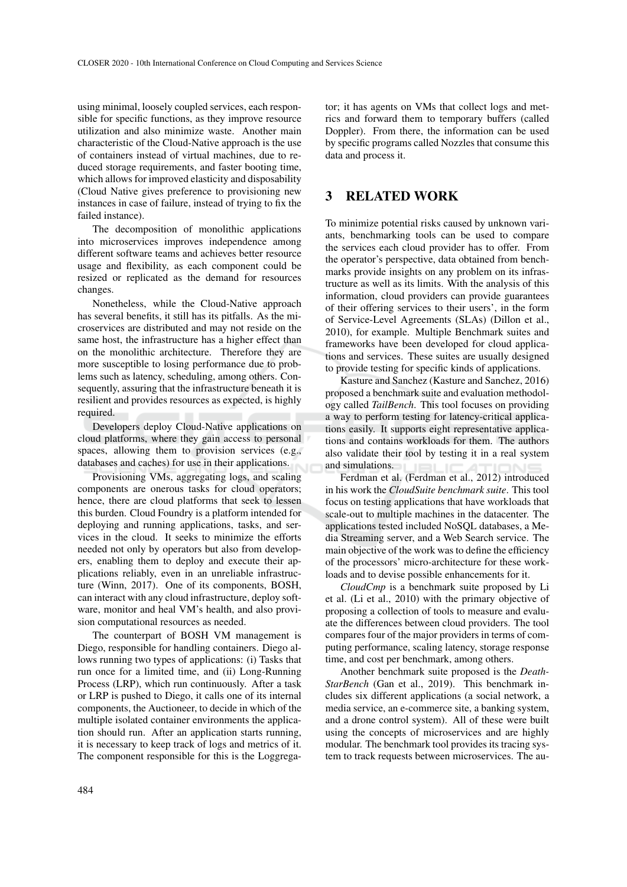using minimal, loosely coupled services, each responsible for specific functions, as they improve resource utilization and also minimize waste. Another main characteristic of the Cloud-Native approach is the use of containers instead of virtual machines, due to reduced storage requirements, and faster booting time, which allows for improved elasticity and disposability (Cloud Native gives preference to provisioning new instances in case of failure, instead of trying to fix the failed instance).

The decomposition of monolithic applications into microservices improves independence among different software teams and achieves better resource usage and flexibility, as each component could be resized or replicated as the demand for resources changes.

Nonetheless, while the Cloud-Native approach has several benefits, it still has its pitfalls. As the microservices are distributed and may not reside on the same host, the infrastructure has a higher effect than on the monolithic architecture. Therefore they are more susceptible to losing performance due to problems such as latency, scheduling, among others. Consequently, assuring that the infrastructure beneath it is resilient and provides resources as expected, is highly required.

Developers deploy Cloud-Native applications on cloud platforms, where they gain access to personal spaces, allowing them to provision services (e.g., databases and caches) for use in their applications.

Provisioning VMs, aggregating logs, and scaling components are onerous tasks for cloud operators; hence, there are cloud platforms that seek to lessen this burden. Cloud Foundry is a platform intended for deploying and running applications, tasks, and services in the cloud. It seeks to minimize the efforts needed not only by operators but also from developers, enabling them to deploy and execute their applications reliably, even in an unreliable infrastructure (Winn, 2017). One of its components, BOSH, can interact with any cloud infrastructure, deploy software, monitor and heal VM's health, and also provision computational resources as needed.

The counterpart of BOSH VM management is Diego, responsible for handling containers. Diego allows running two types of applications: (i) Tasks that run once for a limited time, and (ii) Long-Running Process (LRP), which run continuously. After a task or LRP is pushed to Diego, it calls one of its internal components, the Auctioneer, to decide in which of the multiple isolated container environments the application should run. After an application starts running, it is necessary to keep track of logs and metrics of it. The component responsible for this is the Loggregator; it has agents on VMs that collect logs and metrics and forward them to temporary buffers (called Doppler). From there, the information can be used by specific programs called Nozzles that consume this data and process it.

## 3 RELATED WORK

To minimize potential risks caused by unknown variants, benchmarking tools can be used to compare the services each cloud provider has to offer. From the operator's perspective, data obtained from benchmarks provide insights on any problem on its infrastructure as well as its limits. With the analysis of this information, cloud providers can provide guarantees of their offering services to their users', in the form of Service-Level Agreements (SLAs) (Dillon et al., 2010), for example. Multiple Benchmark suites and frameworks have been developed for cloud applications and services. These suites are usually designed to provide testing for specific kinds of applications.

Kasture and Sanchez (Kasture and Sanchez, 2016) proposed a benchmark suite and evaluation methodology called *TailBench*. This tool focuses on providing a way to perform testing for latency-critical applications easily. It supports eight representative applications and contains workloads for them. The authors also validate their tool by testing it in a real system and simulations.

Ferdman et al. (Ferdman et al., 2012) introduced in his work the *CloudSuite benchmark suite*. This tool focus on testing applications that have workloads that scale-out to multiple machines in the datacenter. The applications tested included NoSQL databases, a Media Streaming server, and a Web Search service. The main objective of the work was to define the efficiency of the processors' micro-architecture for these workloads and to devise possible enhancements for it.

*CloudCmp* is a benchmark suite proposed by Li et al. (Li et al., 2010) with the primary objective of proposing a collection of tools to measure and evaluate the differences between cloud providers. The tool compares four of the major providers in terms of computing performance, scaling latency, storage response time, and cost per benchmark, among others.

Another benchmark suite proposed is the *DeathStarBench* (Gan et al., 2019). This benchmark includes six different applications (a social network, a media service, an e-commerce site, a banking system, and a drone control system). All of these were built using the concepts of microservices and are highly modular. The benchmark tool provides its tracing system to track requests between microservices. The au-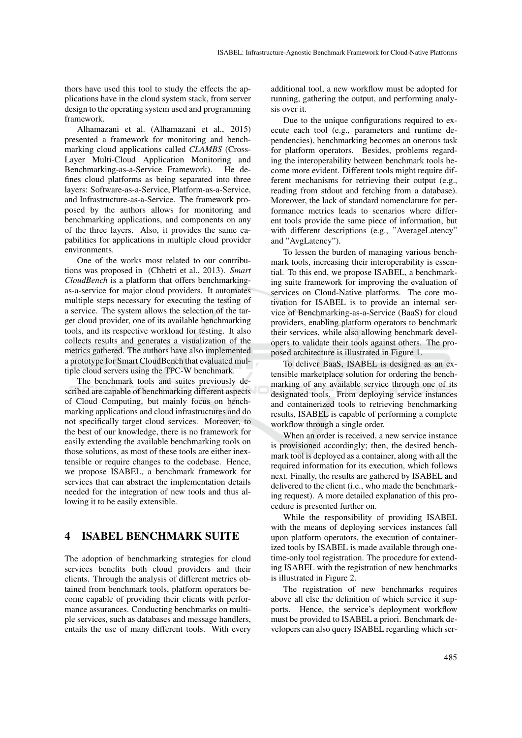thors have used this tool to study the effects the applications have in the cloud system stack, from server design to the operating system used and programming framework.

Alhamazani et al. (Alhamazani et al., 2015) presented a framework for monitoring and benchmarking cloud applications called *CLAMBS* (Cross-Layer Multi-Cloud Application Monitoring and Benchmarking-as-a-Service Framework). He defines cloud platforms as being separated into three layers: Software-as-a-Service, Platform-as-a-Service, and Infrastructure-as-a-Service. The framework proposed by the authors allows for monitoring and benchmarking applications, and components on any of the three layers. Also, it provides the same capabilities for applications in multiple cloud provider environments.

One of the works most related to our contributions was proposed in (Chhetri et al., 2013). *Smart CloudBench* is a platform that offers benchmarking-as-a-service for major cloud providers. It automates multiple steps necessary for executing the testing of a service. The system allows the selection of the target cloud provider, one of its available benchmarking tools, and its respective workload for testing. It also collects results and generates a visualization of the metrics gathered. The authors have also implemented a prototype for Smart CloudBench that evaluated multiple cloud servers using the TPC-W benchmark.

The benchmark tools and suites previously described are capable of benchmarking different aspects of Cloud Computing, but mainly focus on benchmarking applications and cloud infrastructures and do not specifically target cloud services. Moreover, to the best of our knowledge, there is no framework for easily extending the available benchmarking tools on those solutions, as most of these tools are either inextensible or require changes to the codebase. Hence, we propose ISABEL, a benchmark framework for services that can abstract the implementation details needed for the integration of new tools and thus allowing it to be easily extensible.

# 4 ISABEL BENCHMARK SUITE

The adoption of benchmarking strategies for cloud services benefits both cloud providers and their clients. Through the analysis of different metrics obtained from benchmark tools, platform operators become capable of providing their clients with performance assurances. Conducting benchmarks on multiple services, such as databases and message handlers, entails the use of many different tools. With every additional tool, a new workflow must be adopted for running, gathering the output, and performing analysis over it.

Due to the unique configurations required to execute each tool (e.g., parameters and runtime dependencies), benchmarking becomes an onerous task for platform operators. Besides, problems regarding the interoperability between benchmark tools become more evident. Different tools might require different mechanisms for retrieving their output (e.g., reading from stdout and fetching from a database). Moreover, the lack of standard nomenclature for performance metrics leads to scenarios where different tools provide the same piece of information, but with different descriptions (e.g., "AverageLatency" and "AvgLatency").

To lessen the burden of managing various benchmark tools, increasing their interoperability is essential. To this end, we propose ISABEL, a benchmarking suite framework for improving the evaluation of services on Cloud-Native platforms. The core motivation for ISABEL is to provide an internal service of Benchmarking-as-a-Service (BaaS) for cloud providers, enabling platform operators to benchmark their services, while also allowing benchmark developers to validate their tools against others. The proposed architecture is illustrated in Figure 1.

To deliver BaaS, ISABEL is designed as an extensible marketplace solution for ordering the benchmarking of any available service through one of its designated tools. From deploying service instances and containerized tools to retrieving benchmarking results, ISABEL is capable of performing a complete workflow through a single order.

When an order is received, a new service instance is provisioned accordingly; then, the desired benchmark tool is deployed as a container, along with all the required information for its execution, which follows next. Finally, the results are gathered by ISABEL and delivered to the client (i.e., who made the benchmarking request). A more detailed explanation of this procedure is presented further on.

While the responsibility of providing ISABEL with the means of deploying services instances fall upon platform operators, the execution of containerized tools by ISABEL is made available through one-time-only tool registration. The procedure for extending ISABEL with the registration of new benchmarks is illustrated in Figure 2.

The registration of new benchmarks requires above all else the definition of which service it supports. Hence, the service's deployment workflow must be provided to ISABEL a priori. Benchmark developers can also query ISABEL regarding which ser-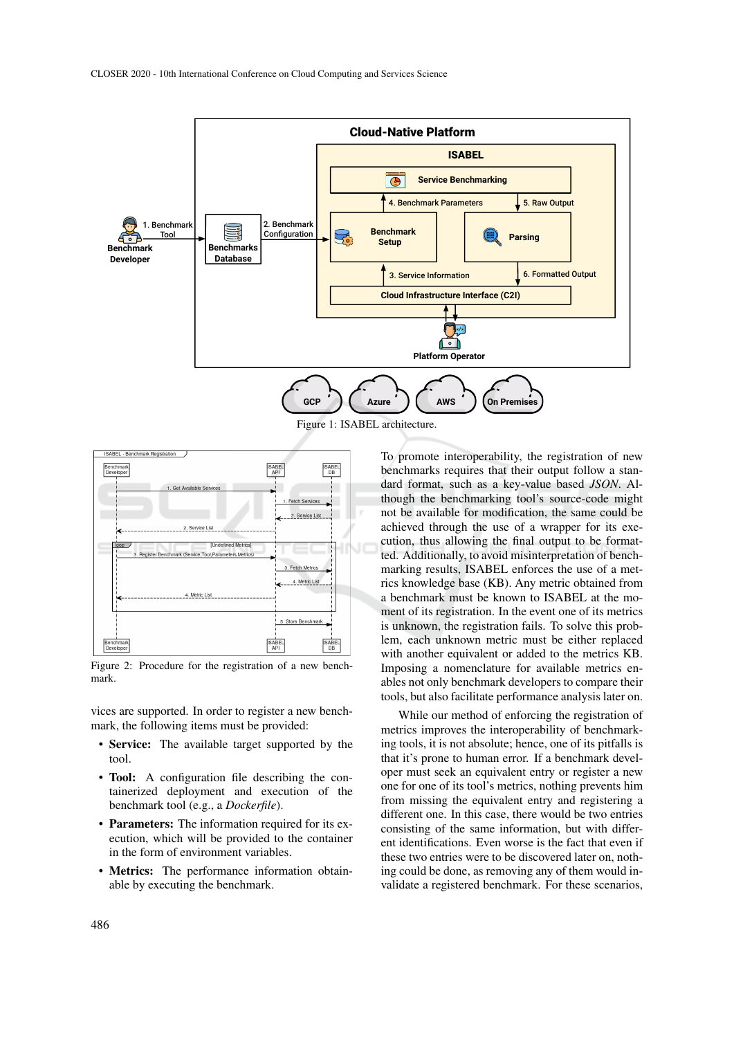Figure 1: ISABEL architecture.

Figure 2: Procedure for the registration of a new benchmark.

vices are supported. In order to register a new benchmark, the following items must be provided:

- **Service:** The available target supported by the tool.
- **Tool:** A configuration file describing the containerized deployment and execution of the benchmark tool (e.g., a *Dockerfile*).
- **Parameters:** The information required for its execution, which will be provided to the container in the form of environment variables.
- **Metrics:** The performance information obtainable by executing the benchmark.

To promote interoperability, the registration of new benchmarks requires that their output follow a standard format, such as a key-value based *JSON*. Although the benchmarking tool's source-code might not be available for modification, the same could be achieved through the use of a wrapper for its execution, thus allowing the final output to be formatted. Additionally, to avoid misinterpretation of benchmarking results, ISABEL enforces the use of a metrics knowledge base (KB). Any metric obtained from a benchmark must be known to ISABEL at the moment of its registration. In the event one of its metrics is unknown, the registration fails. To solve this problem, each unknown metric must be either replaced with another equivalent or added to the metrics KB. Imposing a nomenclature for available metrics enables not only benchmark developers to compare their tools, but also facilitate performance analysis later on.

While our method of enforcing the registration of metrics improves the interoperability of benchmarking tools, it is not absolute; hence, one of its pitfalls is that it's prone to human error. If a benchmark developer must seek an equivalent entry or register a new one for one of its tool's metrics, nothing prevents him from missing the equivalent entry and registering a different one. In this case, there would be two entries consisting of the same information, but with different identifications. Even worse is the fact that even if these two entries were to be discovered later on, nothing could be done, as removing any of them would invalidate a registered benchmark. For these scenarios,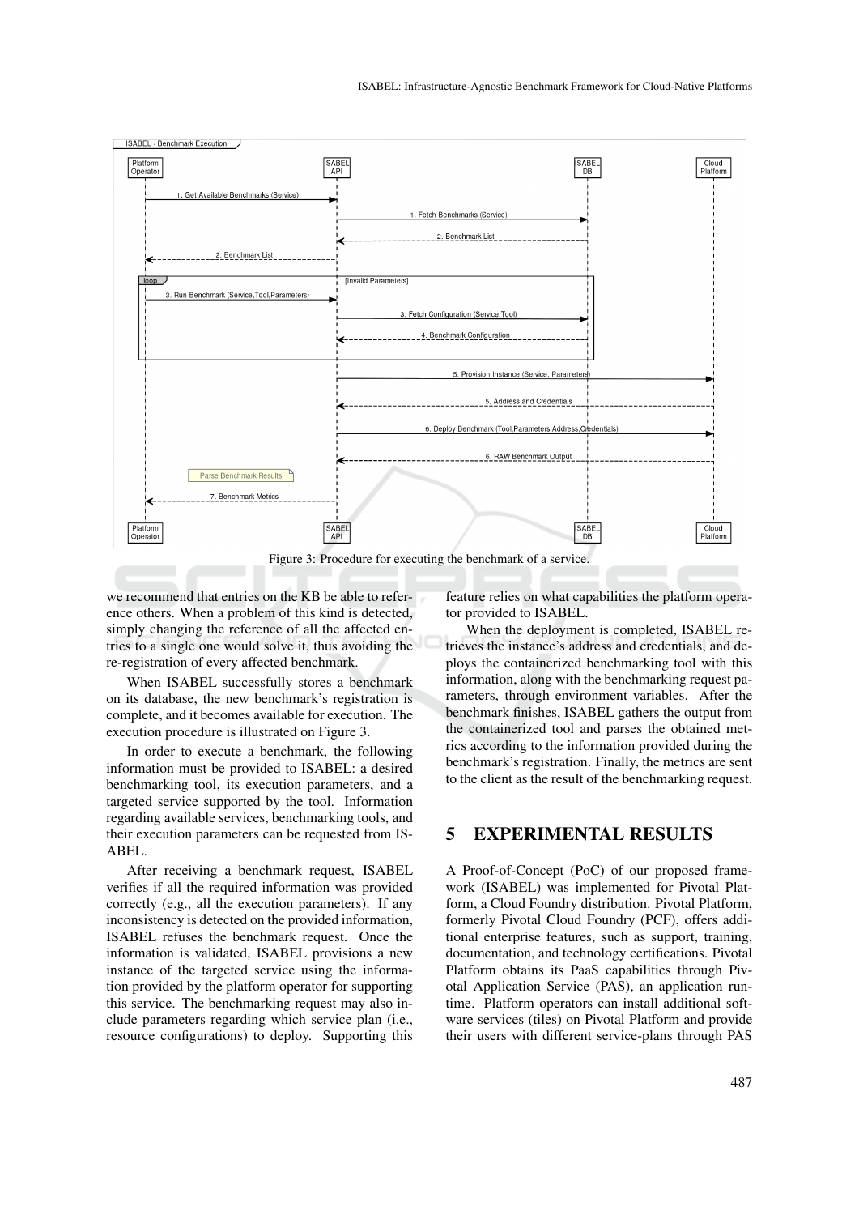Figure 3: Procedure for executing the benchmark of a service.

we recommend that entries on the KB be able to reference others. When a problem of this kind is detected, simply changing the reference of all the affected entries to a single one would solve it, thus avoiding the re-registration of every affected benchmark.

When ISABEL successfully stores a benchmark on its database, the new benchmark's registration is complete, and it becomes available for execution. The execution procedure is illustrated on Figure 3.

In order to execute a benchmark, the following information must be provided to ISABEL: a desired benchmarking tool, its execution parameters, and a targeted service supported by the tool. Information regarding available services, benchmarking tools, and their execution parameters can be requested from ISABEL.

After receiving a benchmark request, ISABEL verifies if all the required information was provided correctly (e.g., all the execution parameters). If any inconsistency is detected on the provided information, ISABEL refuses the benchmark request. Once the information is validated, ISABEL provisions a new instance of the targeted service using the information provided by the platform operator for supporting this service. The benchmarking request may also include parameters regarding which service plan (i.e., resource configurations) to deploy. Supporting this feature relies on what capabilities the platform operator provided to ISABEL.

When the deployment is completed, ISABEL retrieves the instance's address and credentials, and deploys the containerized benchmarking tool with this information, along with the benchmarking request parameters, through environment variables. After the benchmark finishes, ISABEL gathers the output from the containerized tool and parses the obtained metrics according to the information provided during the benchmark's registration. Finally, the metrics are sent to the client as the result of the benchmarking request.

## 5 EXPERIMENTAL RESULTS

A Proof-of-Concept (PoC) of our proposed framework (ISABEL) was implemented for Pivotal Platform, a Cloud Foundry distribution. Pivotal Platform, formerly Pivotal Cloud Foundry (PCF), offers additional enterprise features, such as support, training, documentation, and technology certifications. Pivotal Platform obtains its PaaS capabilities through Pivotal Application Service (PAS), an application runtime. Platform operators can install additional software services (tiles) on Pivotal Platform and provide their users with different service-plans through PAS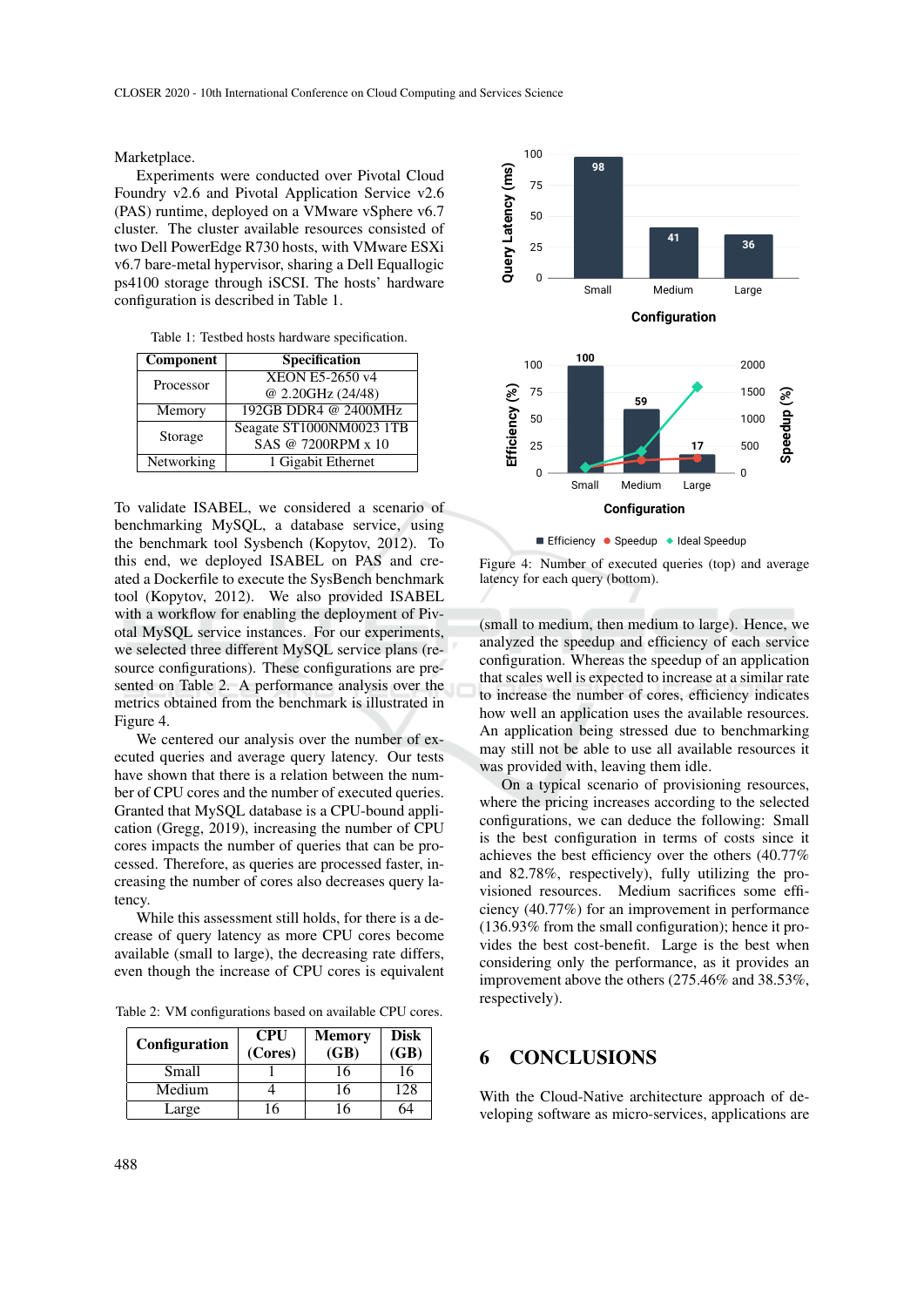Marketplace.

Experiments were conducted over Pivotal Cloud Foundry v2.6 and Pivotal Application Service v2.6 (PAS) runtime, deployed on a VMware vSphere v6.7 cluster. The cluster available resources consisted of two Dell PowerEdge R730 hosts, with VMware ESXi v6.7 bare-metal hypervisor, sharing a Dell Equallogic ps4100 storage through iSCSI. The hosts' hardware configuration is described in Table 1.

Table 1: Testbed hosts hardware specification.

| Component | Specification |
|---|---|
| Processor | XEON E5-2650 v4 @ 2.20GHz (24/48) |
| Memory | 192GB DDR4 @ 2400MHz |
| Storage | Seagate ST1000NM0023 1TB SAS @ 7200RPM x 10 |
| Networking | 1 Gigabit Ethernet |

To validate ISABEL, we considered a scenario of benchmarking MySQL, a database service, using the benchmark tool Sysbench (Kopytov, 2012). To this end, we deployed ISABEL on PAS and created a Dockerfile to execute the SysBench benchmark tool (Kopytov, 2012). We also provided ISABEL with a workflow for enabling the deployment of Pivotal MySQL service instances. For our experiments, we selected three different MySQL service plans (resource configurations). These configurations are presented on Table 2. A performance analysis over the metrics obtained from the benchmark is illustrated in Figure 4.

We centered our analysis over the number of executed queries and average query latency. Our tests have shown that there is a relation between the number of CPU cores and the number of executed queries. Granted that MySQL database is a CPU-bound application (Gregg, 2019), increasing the number of CPU cores impacts the number of queries that can be processed. Therefore, as queries are processed faster, increasing the number of cores also decreases query latency.

While this assessment still holds, for there is a decrease of query latency as more CPU cores become available (small to large), the decreasing rate differs, even though the increase of CPU cores is equivalent

Table 2: VM configurations based on available CPU cores.

| Configuration | CPU (Cores) | Memory (GB) | Disk (GB) |
|---|---|---|---|
| Small | 1 | 16 | 16 |
| Medium | 4 | 16 | 128 |
| Large | 16 | 16 | 64 |

Figure 4: Number of executed queries (top) and average latency for each query (bottom).

(small to medium, then medium to large). Hence, we analyzed the speedup and efficiency of each service configuration. Whereas the speedup of an application that scales well is expected to increase at a similar rate to increase the number of cores, efficiency indicates how well an application uses the available resources. An application being stressed due to benchmarking may still not be able to use all available resources it was provided with, leaving them idle.

On a typical scenario of provisioning resources, where the pricing increases according to the selected configurations, we can deduce the following: Small is the best configuration in terms of costs since it achieves the best efficiency over the others (40.77% and 82.78%, respectively), fully utilizing the provisioned resources. Medium sacrifices some efficiency (40.77%) for an improvement in performance (136.93% from the small configuration); hence it provides the best cost-benefit. Large is the best when considering only the performance, as it provides an improvement above the others (275.46% and 38.53%, respectively).

## 6 CONCLUSIONS

With the Cloud-Native architecture approach of developing software as micro-services, applications are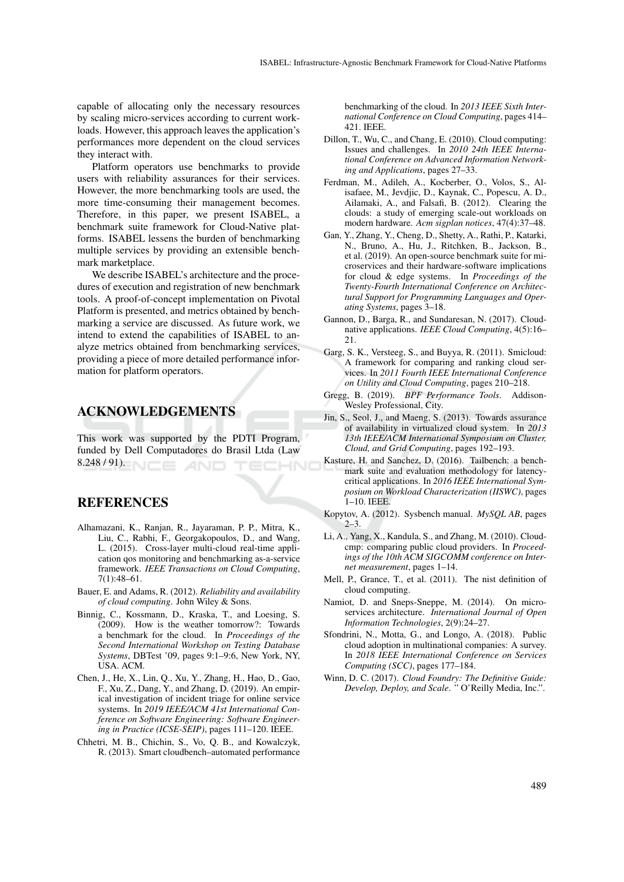capable of allocating only the necessary resources by scaling micro-services according to current workloads. However, this approach leaves the application's performances more dependent on the cloud services they interact with.

Platform operators use benchmarks to provide users with reliability assurances for their services. However, the more benchmarking tools are used, the more time-consuming their management becomes. Therefore, in this paper, we present ISABEL, a benchmark suite framework for Cloud-Native platforms. ISABEL lessens the burden of benchmarking multiple services by providing an extensible benchmark marketplace.

We describe ISABEL's architecture and the procedures of execution and registration of new benchmark tools. A proof-of-concept implementation on Pivotal Platform is presented, and metrics obtained by benchmarking a service are discussed. As future work, we intend to extend the capabilities of ISABEL to analyze metrics obtained from benchmarking services, providing a piece of more detailed performance information for platform operators.

## ACKNOWLEDGEMENTS

This work was supported by the PDTI Program, funded by Dell Computadores do Brasil Ltda (Law 8.248 / 91).

## REFERENCES

Alhamazani, K., Ranjan, R., Jayaraman, P. P., Mitra, K., Liu, C., Rabhi, F., Georgakopoulos, D., and Wang, L. (2015). Cross-layer multi-cloud real-time application qos monitoring and benchmarking as-a-service framework. *IEEE Transactions on Cloud Computing*, 7(1):48–61.

Bauer, E. and Adams, R. (2012). *Reliability and availability of cloud computing*. John Wiley & Sons.

Binnig, C., Kossmann, D., Kraska, T., and Loesing, S. (2009). How is the weather tomorrow?: Towards a benchmark for the cloud. In *Proceedings of the Second International Workshop on Testing Database Systems*, DBTest '09, pages 9:1–9:6, New York, NY, USA. ACM.

Chen, J., He, X., Lin, Q., Xu, Y., Zhang, H., Hao, D., Gao, F., Xu, Z., Dang, Y., and Zhang, D. (2019). An empirical investigation of incident triage for online service systems. In *2019 IEEE/ACM 41st International Conference on Software Engineering: Software Engineering in Practice (ICSE-SEIP)*, pages 111–120. IEEE.

Chhetri, M. B., Chichin, S., Vo, Q. B., and Kowalczyk, R. (2013). Smart cloudbench–automated performance benchmarking of the cloud. In *2013 IEEE Sixth International Conference on Cloud Computing*, pages 414–421. IEEE.

Dillon, T., Wu, C., and Chang, E. (2010). Cloud computing: Issues and challenges. In *2010 24th IEEE International Conference on Advanced Information Networking and Applications*, pages 27–33.

Ferdman, M., Adileh, A., Kocberber, O., Volos, S., Alisafaee, M., Jevdjic, D., Kaynak, C., Popescu, A. D., Ailamaki, A., and Falsafi, B. (2012). Clearing the clouds: a study of emerging scale-out workloads on modern hardware. *Acm sigplan notices*, 47(4):37–48.

Gan, Y., Zhang, Y., Cheng, D., Shetty, A., Rathi, P., Katarki, N., Bruno, A., Hu, J., Ritchken, B., Jackson, B., et al. (2019). An open-source benchmark suite for microservices and their hardware-software implications for cloud & edge systems. In *Proceedings of the Twenty-Fourth International Conference on Architectural Support for Programming Languages and Operating Systems*, pages 3–18.

Gannon, D., Barga, R., and Sundaresan, N. (2017). Cloud-native applications. *IEEE Cloud Computing*, 4(5):16–21.

Garg, S. K., Versteeg, S., and Buyya, R. (2011). Smicloud: A framework for comparing and ranking cloud services. In *2011 Fourth IEEE International Conference on Utility and Cloud Computing*, pages 210–218.

Gregg, B. (2019). *BPF Performance Tools*. Addison-Wesley Professional, City.

Jin, S., Seol, J., and Maeng, S. (2013). Towards assurance of availability in virtualized cloud system. In *2013 13th IEEE/ACM International Symposium on Cluster, Cloud, and Grid Computing*, pages 192–193.

Kasture, H. and Sanchez, D. (2016). Tailbench: a benchmark suite and evaluation methodology for latency-critical applications. In *2016 IEEE International Symposium on Workload Characterization (IISWC)*, pages 1–10. IEEE.

Kopytov, A. (2012). Sysbench manual. *MySQL AB*, pages 2–3.

Li, A., Yang, X., Kandula, S., and Zhang, M. (2010). Cloudcmp: comparing public cloud providers. In *Proceedings of the 10th ACM SIGCOMM conference on Internet measurement*, pages 1–14.

Mell, P., Grance, T., et al. (2011). The nist definition of cloud computing.

Namiot, D. and Sneps-Sneppe, M. (2014). On micro-services architecture. *International Journal of Open Information Technologies*, 2(9):24–27.

Sfondrini, N., Motta, G., and Longo, A. (2018). Public cloud adoption in multinational companies: A survey. In *2018 IEEE International Conference on Services Computing (SCC)*, pages 177–184.

Winn, D. C. (2017). *Cloud Foundry: The Definitive Guide: Develop, Deploy, and Scale*. " O'Reilly Media, Inc.".